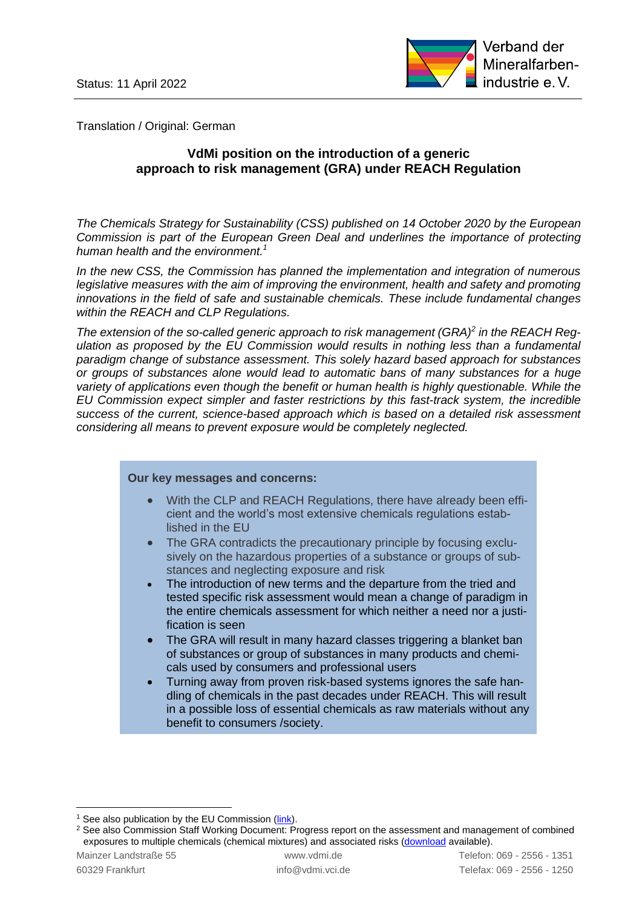Status: 11 April 2022

Verband der Mineralfarbenindustrie e. V.

Translation / Original: German

## VdMi position on the introduction of a generic approach to risk management (GRA) under REACH Regulation

*The Chemicals Strategy for Sustainability (CSS) published on 14 October 2020 by the European Commission is part of the European Green Deal and underlines the importance of protecting human health and the environment.*[1]

*In the new CSS, the Commission has planned the implementation and integration of numerous legislative measures with the aim of improving the environment, health and safety and promoting innovations in the field of safe and sustainable chemicals. These include fundamental changes within the REACH and CLP Regulations.*

*The extension of the so-called generic approach to risk management (GRA)*[2] *in the REACH Regulation as proposed by the EU Commission would results in nothing less than a fundamental paradigm change of substance assessment. This solely hazard based approach for substances or groups of substances alone would lead to automatic bans of many substances for a huge variety of applications even though the benefit or human health is highly questionable. While the EU Commission expect simpler and faster restrictions by this fast-track system, the incredible success of the current, science-based approach which is based on a detailed risk assessment considering all means to prevent exposure would be completely neglected.*

**Our key messages and concerns:**

- With the CLP and REACH Regulations, there have already been efficient and the world's most extensive chemicals regulations established in the EU
- The GRA contradicts the precautionary principle by focusing exclusively on the hazardous properties of a substance or groups of substances and neglecting exposure and risk
- The introduction of new terms and the departure from the tried and tested specific risk assessment would mean a change of paradigm in the entire chemicals assessment for which neither a need nor a justification is seen
- The GRA will result in many hazard classes triggering a blanket ban of substances or group of substances in many products and chemicals used by consumers and professional users
- Turning away from proven risk-based systems ignores the safe handling of chemicals in the past decades under REACH. This will result in a possible loss of essential chemicals as raw materials without any benefit to consumers /society.

---

[1] See also publication by the EU Commission (link).

[2] See also Commission Staff Working Document: Progress report on the assessment and management of combined exposures to multiple chemicals (chemical mixtures) and associated risks (download available).

Mainzer Landstraße 55 | www.vdmi.de | Telefon: 069 - 2556 - 1351
60329 Frankfurt | info@vdmi.vci.de | Telefax: 069 - 2556 - 1250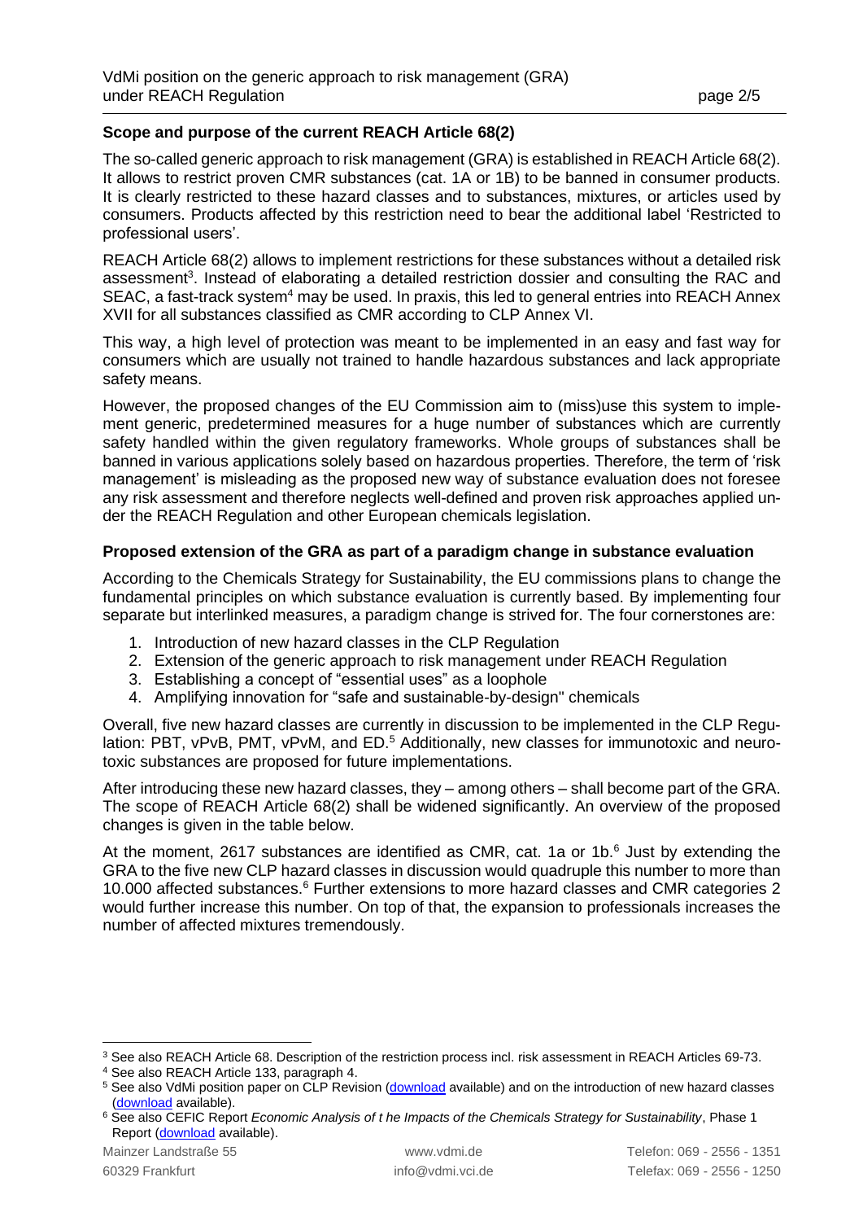### Scope and purpose of the current REACH Article 68(2)

The so-called generic approach to risk management (GRA) is established in REACH Article 68(2). It allows to restrict proven CMR substances (cat. 1A or 1B) to be banned in consumer products. It is clearly restricted to these hazard classes and to substances, mixtures, or articles used by consumers. Products affected by this restriction need to bear the additional label 'Restricted to professional users'.

REACH Article 68(2) allows to implement restrictions for these substances without a detailed risk assessment[3]. Instead of elaborating a detailed restriction dossier and consulting the RAC and SEAC, a fast-track system[4] may be used. In praxis, this led to general entries into REACH Annex XVII for all substances classified as CMR according to CLP Annex VI.

This way, a high level of protection was meant to be implemented in an easy and fast way for consumers which are usually not trained to handle hazardous substances and lack appropriate safety means.

However, the proposed changes of the EU Commission aim to (miss)use this system to implement generic, predetermined measures for a huge number of substances which are currently safety handled within the given regulatory frameworks. Whole groups of substances shall be banned in various applications solely based on hazardous properties. Therefore, the term of 'risk management' is misleading as the proposed new way of substance evaluation does not foresee any risk assessment and therefore neglects well-defined and proven risk approaches applied under the REACH Regulation and other European chemicals legislation.

### Proposed extension of the GRA as part of a paradigm change in substance evaluation

According to the Chemicals Strategy for Sustainability, the EU commissions plans to change the fundamental principles on which substance evaluation is currently based. By implementing four separate but interlinked measures, a paradigm change is strived for. The four cornerstones are:

1. Introduction of new hazard classes in the CLP Regulation
2. Extension of the generic approach to risk management under REACH Regulation
3. Establishing a concept of "essential uses" as a loophole
4. Amplifying innovation for "safe and sustainable-by-design" chemicals

Overall, five new hazard classes are currently in discussion to be implemented in the CLP Regulation: PBT, vPvB, PMT, vPvM, and ED.[5] Additionally, new classes for immunotoxic and neurotoxic substances are proposed for future implementations.

After introducing these new hazard classes, they – among others – shall become part of the GRA. The scope of REACH Article 68(2) shall be widened significantly. An overview of the proposed changes is given in the table below.

At the moment, 2617 substances are identified as CMR, cat. 1a or 1b.[6] Just by extending the GRA to the five new CLP hazard classes in discussion would quadruple this number to more than 10.000 affected substances.[6] Further extensions to more hazard classes and CMR categories 2 would further increase this number. On top of that, the expansion to professionals increases the number of affected mixtures tremendously.

---

[3] See also REACH Article 68. Description of the restriction process incl. risk assessment in REACH Articles 69-73.

[4] See also REACH Article 133, paragraph 4.

[5] See also VdMi position paper on CLP Revision (download available) and on the introduction of new hazard classes (download available).

[6] See also CEFIC Report *Economic Analysis of t he Impacts of the Chemicals Strategy for Sustainability*, Phase 1 Report (download available).

Mainzer Landstraße 55 | www.vdmi.de | Telefon: 069 - 2556 - 1351
60329 Frankfurt | info@vdmi.vci.de | Telefax: 069 - 2556 - 1250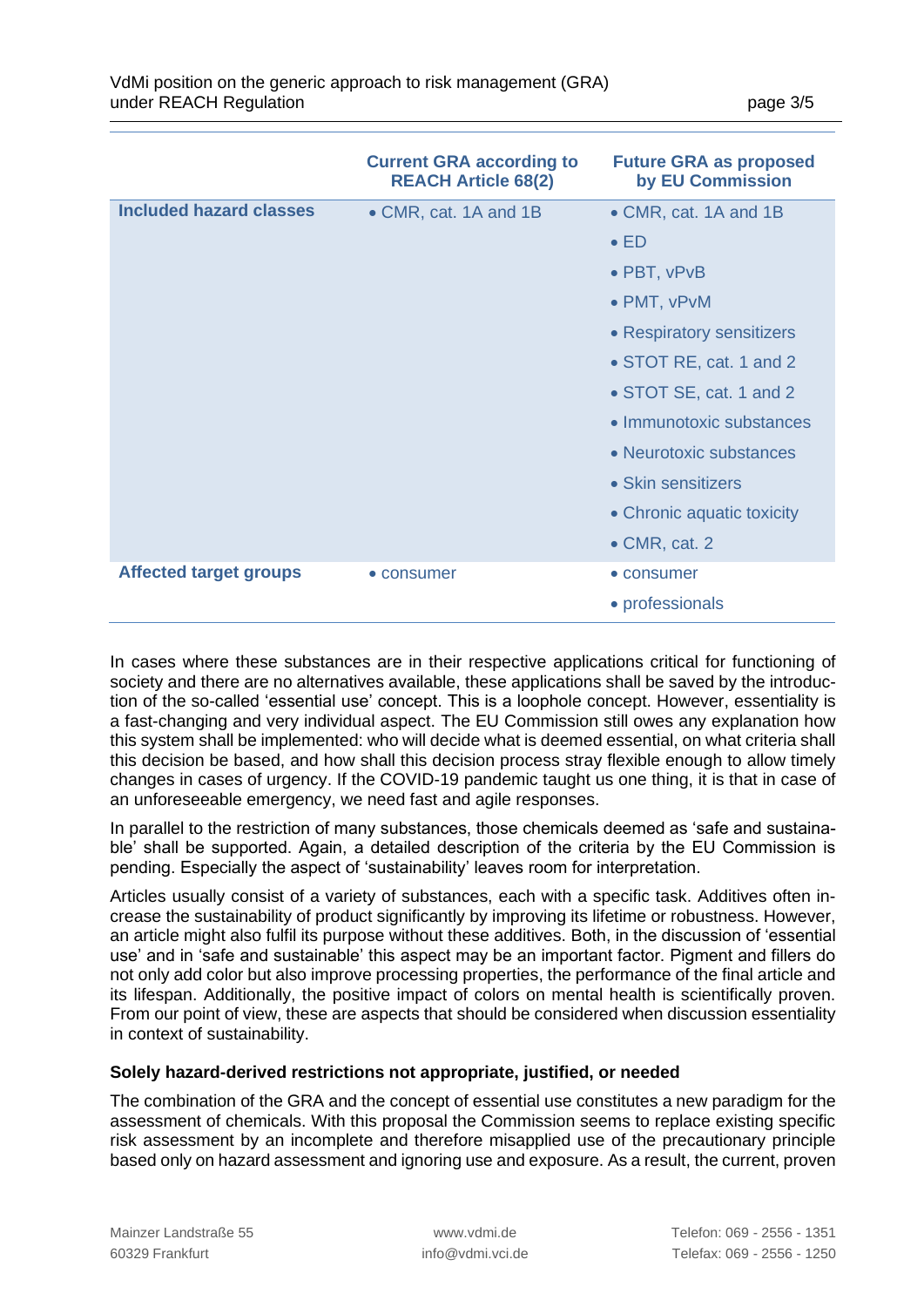| | Current GRA according to REACH Article 68(2) | Future GRA as proposed by EU Commission |
|---|---|---|
| **Included hazard classes** | • CMR, cat. 1A and 1B | • CMR, cat. 1A and 1B<br>• ED<br>• PBT, vPvB<br>• PMT, vPvM<br>• Respiratory sensitizers<br>• STOT RE, cat. 1 and 2<br>• STOT SE, cat. 1 and 2<br>• Immunotoxic substances<br>• Neurotoxic substances<br>• Skin sensitizers<br>• Chronic aquatic toxicity<br>• CMR, cat. 2 |
| **Affected target groups** | • consumer | • consumer<br>• professionals |

In cases where these substances are in their respective applications critical for functioning of society and there are no alternatives available, these applications shall be saved by the introduction of the so-called 'essential use' concept. This is a loophole concept. However, essentiality is a fast-changing and very individual aspect. The EU Commission still owes any explanation how this system shall be implemented: who will decide what is deemed essential, on what criteria shall this decision be based, and how shall this decision process stray flexible enough to allow timely changes in cases of urgency. If the COVID-19 pandemic taught us one thing, it is that in case of an unforeseeable emergency, we need fast and agile responses.

In parallel to the restriction of many substances, those chemicals deemed as 'safe and sustainable' shall be supported. Again, a detailed description of the criteria by the EU Commission is pending. Especially the aspect of 'sustainability' leaves room for interpretation.

Articles usually consist of a variety of substances, each with a specific task. Additives often increase the sustainability of product significantly by improving its lifetime or robustness. However, an article might also fulfil its purpose without these additives. Both, in the discussion of 'essential use' and in 'safe and sustainable' this aspect may be an important factor. Pigment and fillers do not only add color but also improve processing properties, the performance of the final article and its lifespan. Additionally, the positive impact of colors on mental health is scientifically proven. From our point of view, these are aspects that should be considered when discussion essentiality in context of sustainability.

### Solely hazard-derived restrictions not appropriate, justified, or needed

The combination of the GRA and the concept of essential use constitutes a new paradigm for the assessment of chemicals. With this proposal the Commission seems to replace existing specific risk assessment by an incomplete and therefore misapplied use of the precautionary principle based only on hazard assessment and ignoring use and exposure. As a result, the current, proven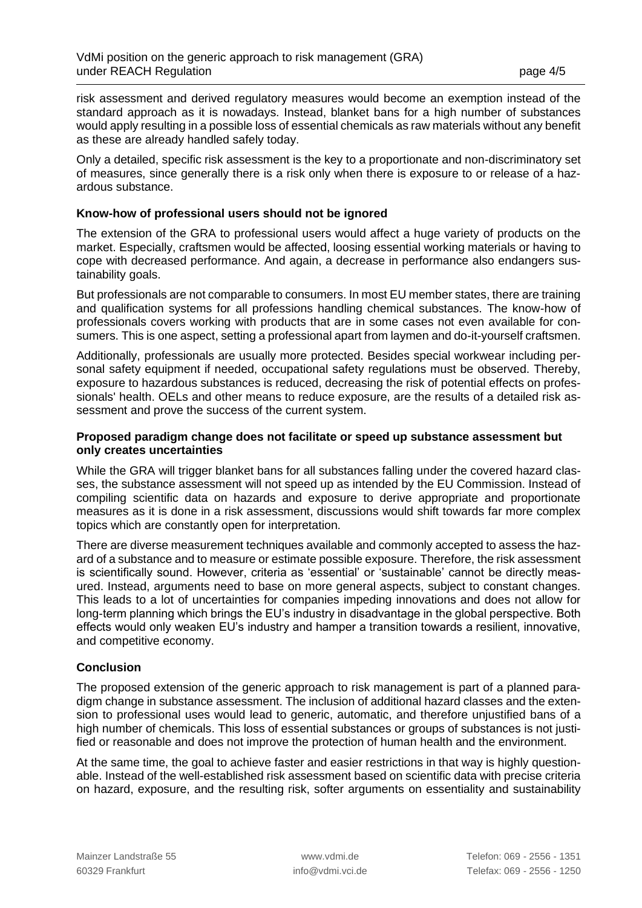risk assessment and derived regulatory measures would become an exemption instead of the standard approach as it is nowadays. Instead, blanket bans for a high number of substances would apply resulting in a possible loss of essential chemicals as raw materials without any benefit as these are already handled safely today.

Only a detailed, specific risk assessment is the key to a proportionate and non-discriminatory set of measures, since generally there is a risk only when there is exposure to or release of a hazardous substance.

**Know-how of professional users should not be ignored**

The extension of the GRA to professional users would affect a huge variety of products on the market. Especially, craftsmen would be affected, loosing essential working materials or having to cope with decreased performance. And again, a decrease in performance also endangers sustainability goals.

But professionals are not comparable to consumers. In most EU member states, there are training and qualification systems for all professions handling chemical substances. The know-how of professionals covers working with products that are in some cases not even available for consumers. This is one aspect, setting a professional apart from laymen and do-it-yourself craftsmen.

Additionally, professionals are usually more protected. Besides special workwear including personal safety equipment if needed, occupational safety regulations must be observed. Thereby, exposure to hazardous substances is reduced, decreasing the risk of potential effects on professionals' health. OELs and other means to reduce exposure, are the results of a detailed risk assessment and prove the success of the current system.

**Proposed paradigm change does not facilitate or speed up substance assessment but only creates uncertainties**

While the GRA will trigger blanket bans for all substances falling under the covered hazard classes, the substance assessment will not speed up as intended by the EU Commission. Instead of compiling scientific data on hazards and exposure to derive appropriate and proportionate measures as it is done in a risk assessment, discussions would shift towards far more complex topics which are constantly open for interpretation.

There are diverse measurement techniques available and commonly accepted to assess the hazard of a substance and to measure or estimate possible exposure. Therefore, the risk assessment is scientifically sound. However, criteria as 'essential' or 'sustainable' cannot be directly measured. Instead, arguments need to base on more general aspects, subject to constant changes. This leads to a lot of uncertainties for companies impeding innovations and does not allow for long-term planning which brings the EU's industry in disadvantage in the global perspective. Both effects would only weaken EU's industry and hamper a transition towards a resilient, innovative, and competitive economy.

**Conclusion**

The proposed extension of the generic approach to risk management is part of a planned paradigm change in substance assessment. The inclusion of additional hazard classes and the extension to professional uses would lead to generic, automatic, and therefore unjustified bans of a high number of chemicals. This loss of essential substances or groups of substances is not justified or reasonable and does not improve the protection of human health and the environment.

At the same time, the goal to achieve faster and easier restrictions in that way is highly questionable. Instead of the well-established risk assessment based on scientific data with precise criteria on hazard, exposure, and the resulting risk, softer arguments on essentiality and sustainability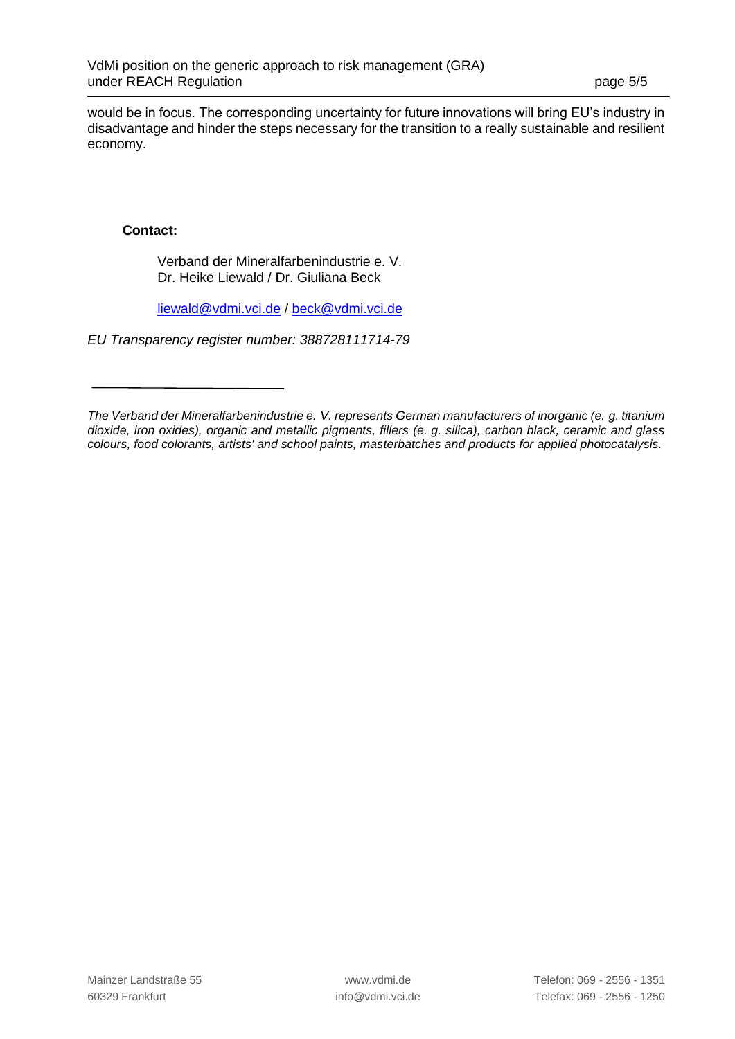would be in focus. The corresponding uncertainty for future innovations will bring EU's industry in disadvantage and hinder the steps necessary for the transition to a really sustainable and resilient economy.

**Contact:**

Verband der Mineralfarbenindustrie e. V.
Dr. Heike Liewald / Dr. Giuliana Beck

liewald@vdmi.vci.de / beck@vdmi.vci.de

*EU Transparency register number: 388728111714-79*

---

*The Verband der Mineralfarbenindustrie e. V. represents German manufacturers of inorganic (e. g. titanium dioxide, iron oxides), organic and metallic pigments, fillers (e. g. silica), carbon black, ceramic and glass colours, food colorants, artists' and school paints, masterbatches and products for applied photocatalysis.*

Mainzer Landstraße 55
60329 Frankfurt

www.vdmi.de
info@vdmi.vci.de

Telefon: 069 - 2556 - 1351
Telefax: 069 - 2556 - 1250